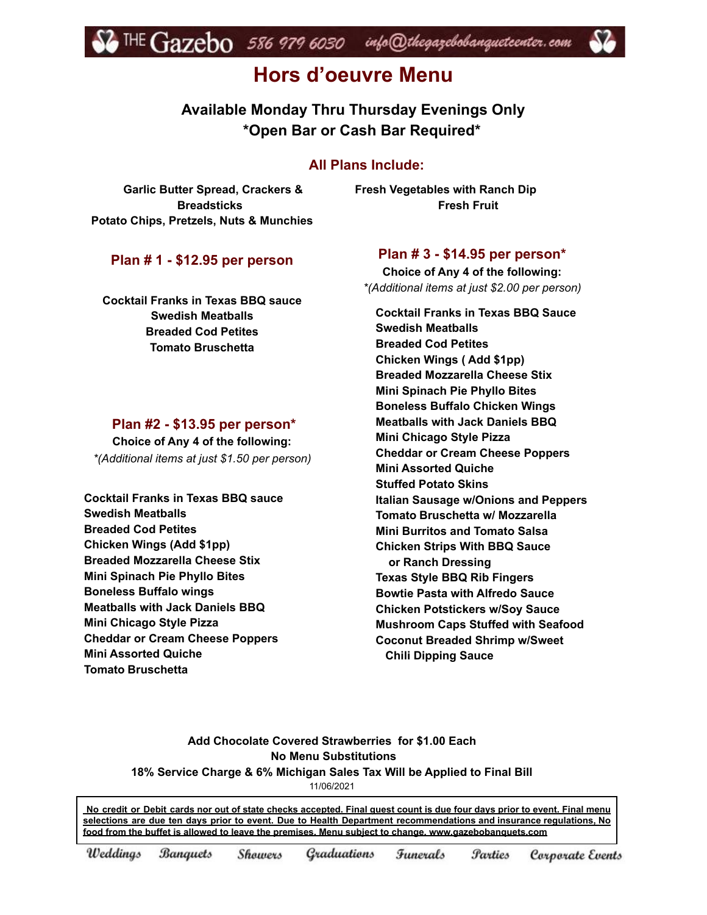THE Gazebo 586 979 6030 info@thegazebobanquetcenter.com

# Hors d'oeuvre Menu

### Available Monday Thru Thursday Evenings Only
### *Open Bar or Cash Bar Required*

## All Plans Include:

**Garlic Butter Spread, Crackers & Breadsticks**
**Potato Chips, Pretzels, Nuts & Munchies**
**Fresh Vegetables with Ranch Dip**
**Fresh Fruit**

## Plan # 1 - $12.95 per person

**Cocktail Franks in Texas BBQ sauce**
**Swedish Meatballs**
**Breaded Cod Petites**
**Tomato Bruschetta**

## Plan #2 - $13.95 per person*

**Choice of Any 4 of the following:**

*\*(Additional items at just $1.50 per person)*

**Cocktail Franks in Texas BBQ sauce**
**Swedish Meatballs**
**Breaded Cod Petites**
**Chicken Wings (Add $1pp)**
**Breaded Mozzarella Cheese Stix**
**Mini Spinach Pie Phyllo Bites**
**Boneless Buffalo wings**
**Meatballs with Jack Daniels BBQ**
**Mini Chicago Style Pizza**
**Cheddar or Cream Cheese Poppers**
**Mini Assorted Quiche**
**Tomato Bruschetta**

## Plan # 3 - $14.95 per person*

**Choice of Any 4 of the following:**

*\*(Additional items at just $2.00 per person)*

**Cocktail Franks in Texas BBQ Sauce**
**Swedish Meatballs**
**Breaded Cod Petites**
**Chicken Wings ( Add $1pp)**
**Breaded Mozzarella Cheese Stix**
**Mini Spinach Pie Phyllo Bites**
**Boneless Buffalo Chicken Wings**
**Meatballs with Jack Daniels BBQ**
**Mini Chicago Style Pizza**
**Cheddar or Cream Cheese Poppers**
**Mini Assorted Quiche**
**Stuffed Potato Skins**
**Italian Sausage w/Onions and Peppers**
**Tomato Bruschetta w/ Mozzarella**
**Mini Burritos and Tomato Salsa**
**Chicken Strips With BBQ Sauce or Ranch Dressing**
**Texas Style BBQ Rib Fingers**
**Bowtie Pasta with Alfredo Sauce**
**Chicken Potstickers w/Soy Sauce**
**Mushroom Caps Stuffed with Seafood**
**Coconut Breaded Shrimp w/Sweet Chili Dipping Sauce**

**Add Chocolate Covered Strawberries for $1.00 Each**
**No Menu Substitutions**
**18% Service Charge & 6% Michigan Sales Tax Will be Applied to Final Bill**

11/06/2021

**No credit or Debit cards nor out of state checks accepted. Final guest count is due four days prior to event. Final menu selections are due ten days prior to event. Due to Health Department recommendations and insurance regulations, No food from the buffet is allowed to leave the premises. Menu subject to change. www.gazebobanquets.com**

*Weddings Banquets Showers Graduations Funerals Parties Corporate Events*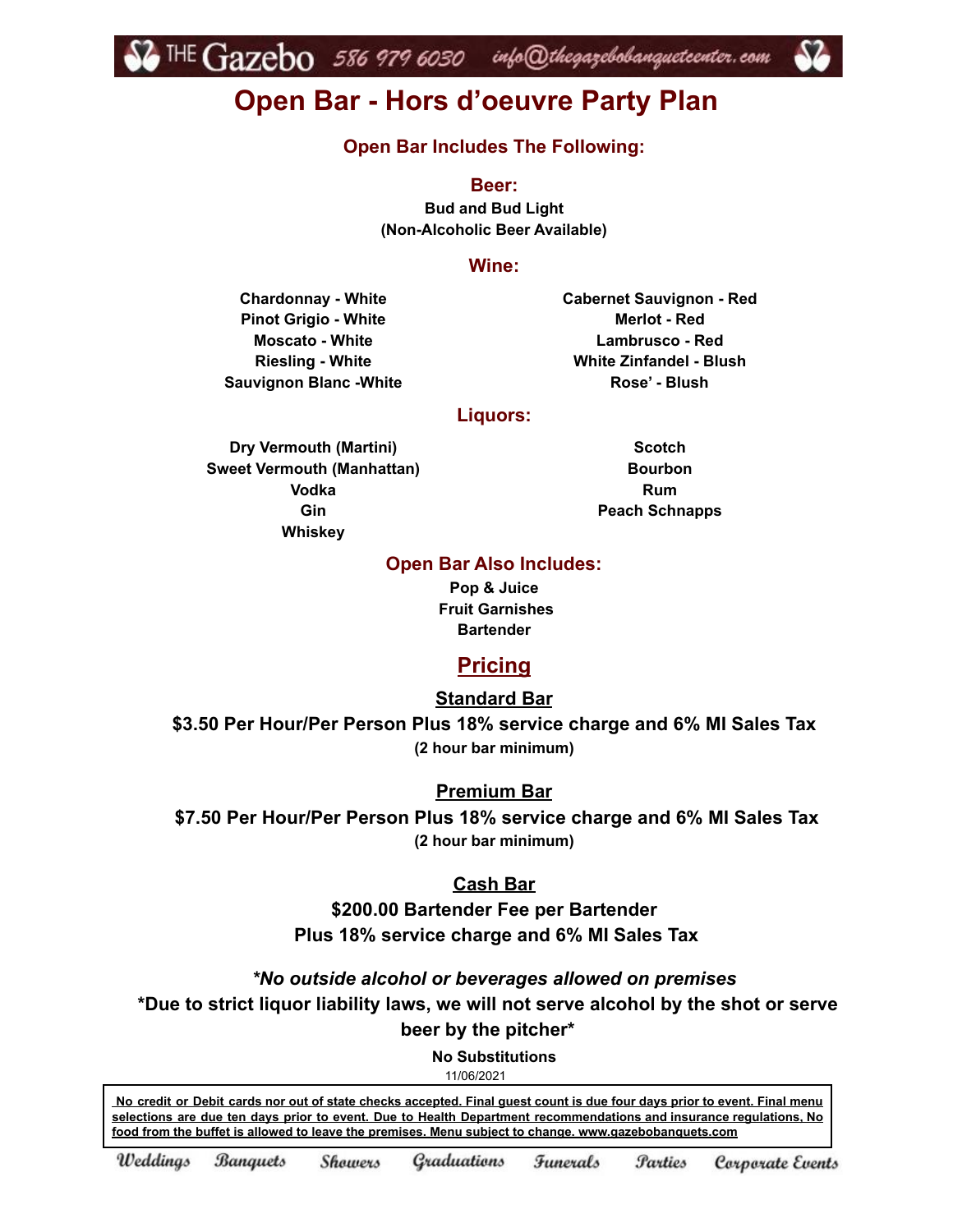THE Gazebo 586 979 6030 info@thegazebobanquetcenter.com

# Open Bar - Hors d'oeuvre Party Plan

## Open Bar Includes The Following:

### Beer:

**Bud and Bud Light**
**(Non-Alcoholic Beer Available)**

### Wine:

**Chardonnay - White**
**Pinot Grigio - White**
**Moscato - White**
**Riesling - White**
**Sauvignon Blanc -White**

**Cabernet Sauvignon - Red**
**Merlot - Red**
**Lambrusco - Red**
**White Zinfandel - Blush**
**Rose' - Blush**

### Liquors:

**Dry Vermouth (Martini)**
**Sweet Vermouth (Manhattan)**
**Vodka**
**Gin**
**Whiskey**

**Scotch**
**Bourbon**
**Rum**
**Peach Schnapps**

### Open Bar Also Includes:

**Pop & Juice**
**Fruit Garnishes**
**Bartender**

## Pricing

### Standard Bar

**$3.50 Per Hour/Per Person Plus 18% service charge and 6% MI Sales Tax**
**(2 hour bar minimum)**

### Premium Bar

**$7.50 Per Hour/Per Person Plus 18% service charge and 6% MI Sales Tax**
**(2 hour bar minimum)**

### Cash Bar

**$200.00 Bartender Fee per Bartender**
**Plus 18% service charge and 6% MI Sales Tax**

***No outside alcohol or beverages allowed on premises***

***Due to strict liquor liability laws, we will not serve alcohol by the shot or serve beer by the pitcher***

**No Substitutions**

11/06/2021

**No credit or Debit cards nor out of state checks accepted. Final guest count is due four days prior to event. Final menu selections are due ten days prior to event. Due to Health Department recommendations and insurance regulations, No food from the buffet is allowed to leave the premises. Menu subject to change. www.gazebobanquets.com**

Weddings Banquets Showers Graduations Funerals Parties Corporate Events